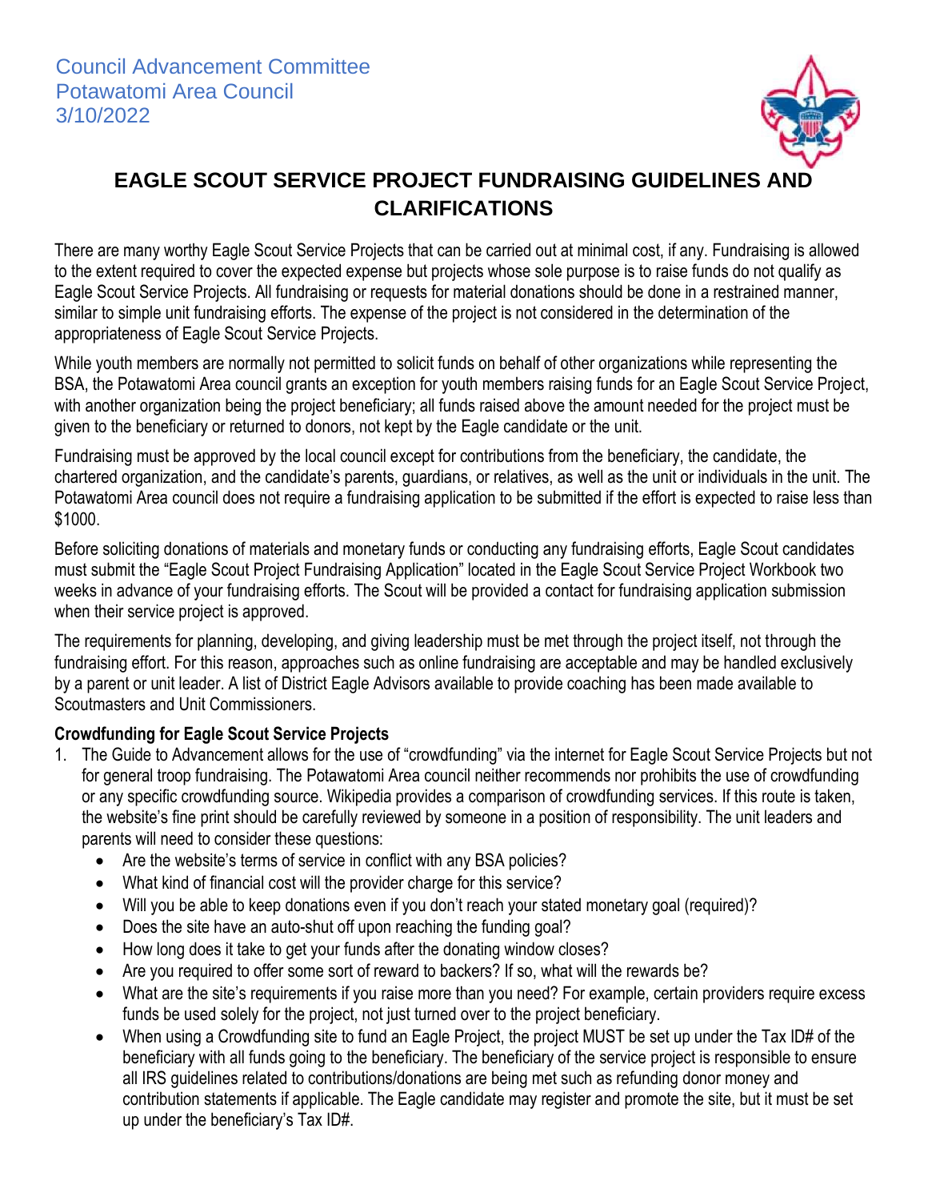Council Advancement Committee
Potawatomi Area Council
3/10/2022

# EAGLE SCOUT SERVICE PROJECT FUNDRAISING GUIDELINES AND CLARIFICATIONS

There are many worthy Eagle Scout Service Projects that can be carried out at minimal cost, if any. Fundraising is allowed to the extent required to cover the expected expense but projects whose sole purpose is to raise funds do not qualify as Eagle Scout Service Projects. All fundraising or requests for material donations should be done in a restrained manner, similar to simple unit fundraising efforts. The expense of the project is not considered in the determination of the appropriateness of Eagle Scout Service Projects.

While youth members are normally not permitted to solicit funds on behalf of other organizations while representing the BSA, the Potawatomi Area council grants an exception for youth members raising funds for an Eagle Scout Service Project, with another organization being the project beneficiary; all funds raised above the amount needed for the project must be given to the beneficiary or returned to donors, not kept by the Eagle candidate or the unit.

Fundraising must be approved by the local council except for contributions from the beneficiary, the candidate, the chartered organization, and the candidate's parents, guardians, or relatives, as well as the unit or individuals in the unit. The Potawatomi Area council does not require a fundraising application to be submitted if the effort is expected to raise less than $1000.

Before soliciting donations of materials and monetary funds or conducting any fundraising efforts, Eagle Scout candidates must submit the "Eagle Scout Project Fundraising Application" located in the Eagle Scout Service Project Workbook two weeks in advance of your fundraising efforts. The Scout will be provided a contact for fundraising application submission when their service project is approved.

The requirements for planning, developing, and giving leadership must be met through the project itself, not through the fundraising effort. For this reason, approaches such as online fundraising are acceptable and may be handled exclusively by a parent or unit leader. A list of District Eagle Advisors available to provide coaching has been made available to Scoutmasters and Unit Commissioners.

**Crowdfunding for Eagle Scout Service Projects**

1. The Guide to Advancement allows for the use of "crowdfunding" via the internet for Eagle Scout Service Projects but not for general troop fundraising. The Potawatomi Area council neither recommends nor prohibits the use of crowdfunding or any specific crowdfunding source. Wikipedia provides a comparison of crowdfunding services. If this route is taken, the website's fine print should be carefully reviewed by someone in a position of responsibility. The unit leaders and parents will need to consider these questions:
   - Are the website's terms of service in conflict with any BSA policies?
   - What kind of financial cost will the provider charge for this service?
   - Will you be able to keep donations even if you don't reach your stated monetary goal (required)?
   - Does the site have an auto-shut off upon reaching the funding goal?
   - How long does it take to get your funds after the donating window closes?
   - Are you required to offer some sort of reward to backers? If so, what will the rewards be?
   - What are the site's requirements if you raise more than you need? For example, certain providers require excess funds be used solely for the project, not just turned over to the project beneficiary.
   - When using a Crowdfunding site to fund an Eagle Project, the project MUST be set up under the Tax ID# of the beneficiary with all funds going to the beneficiary. The beneficiary of the service project is responsible to ensure all IRS guidelines related to contributions/donations are being met such as refunding donor money and contribution statements if applicable. The Eagle candidate may register and promote the site, but it must be set up under the beneficiary's Tax ID#.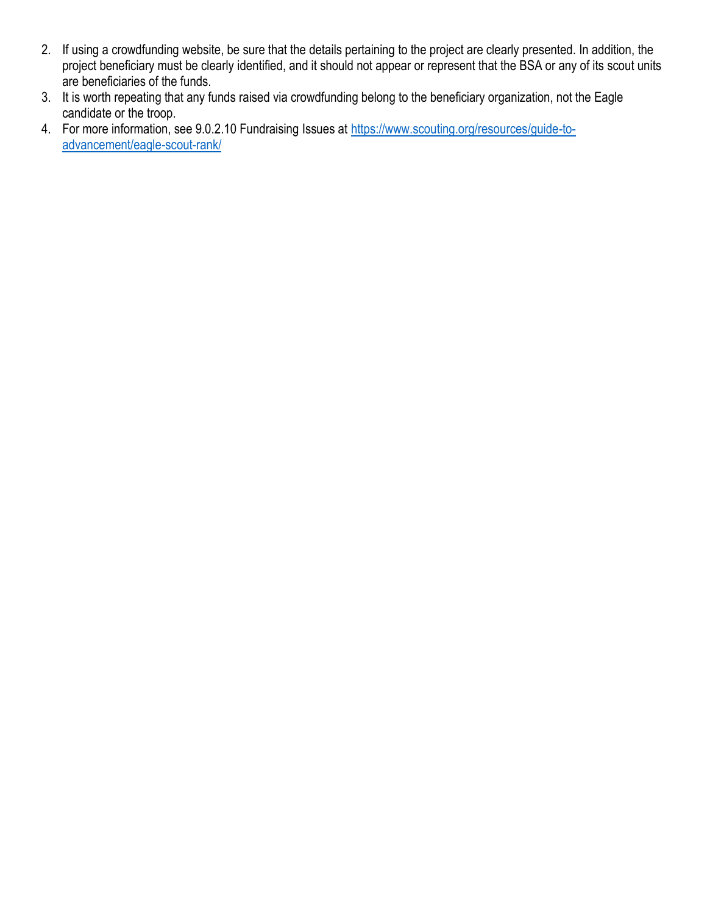2. If using a crowdfunding website, be sure that the details pertaining to the project are clearly presented. In addition, the project beneficiary must be clearly identified, and it should not appear or represent that the BSA or any of its scout units are beneficiaries of the funds.
3. It is worth repeating that any funds raised via crowdfunding belong to the beneficiary organization, not the Eagle candidate or the troop.
4. For more information, see 9.0.2.10 Fundraising Issues at [https://www.scouting.org/resources/guide-to-advancement/eagle-scout-rank/](https://www.scouting.org/resources/guide-to-advancement/eagle-scout-rank/)